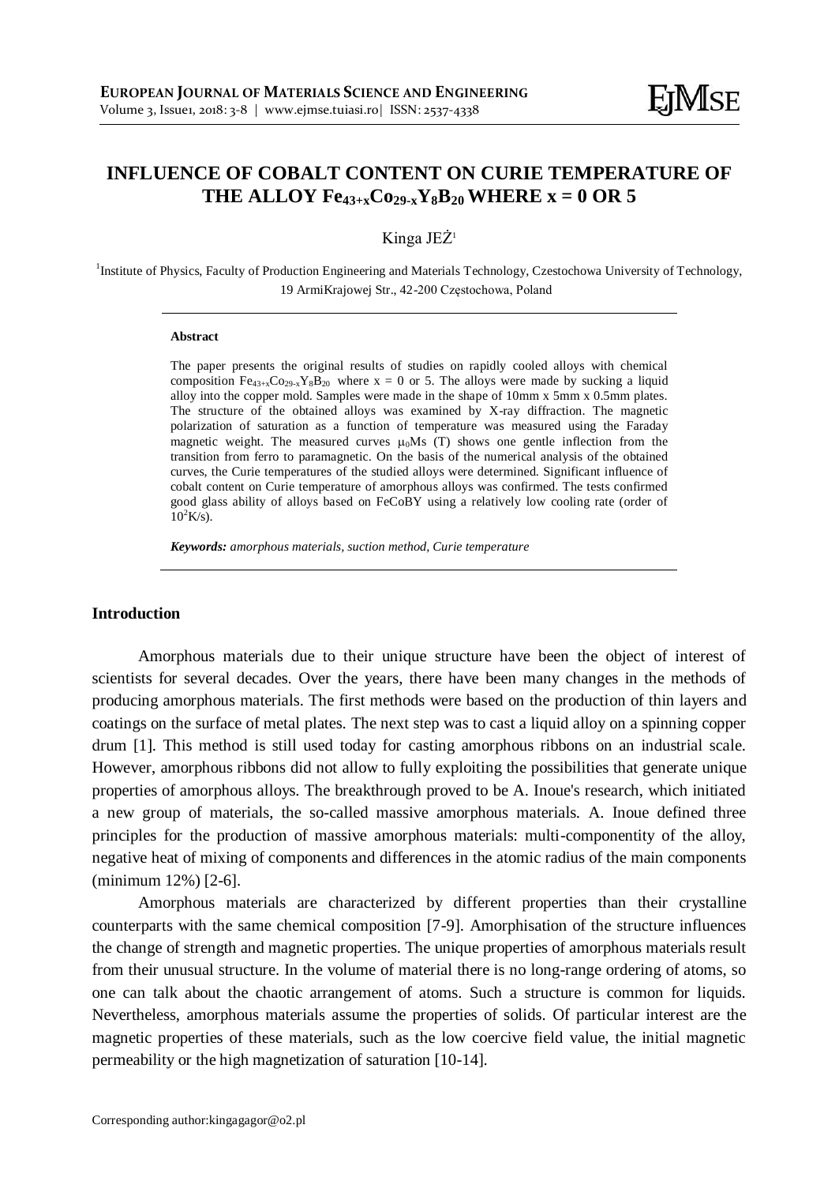# INFLUENCE OF COBALT CONTENT ON CURIE TEMPERATURE OF THE ALLOY $Fe_{43+x}Co_{29-x}Y_8B_{20}$ WHERE x = 0 OR 5

Kinga JEŻ[1]

[1]Institute of Physics, Faculty of Production Engineering and Materials Technology, Czestochowa University of Technology, 19 ArmiKrajowej Str., 42-200 Częstochowa, Poland

---

**Abstract**

The paper presents the original results of studies on rapidly cooled alloys with chemical composition $Fe_{43+x}Co_{29-x}Y_8B_{20}$ where x = 0 or 5. The alloys were made by sucking a liquid alloy into the copper mold. Samples were made in the shape of 10mm x 5mm x 0.5mm plates. The structure of the obtained alloys was examined by X-ray diffraction. The magnetic polarization of saturation as a function of temperature was measured using the Faraday magnetic weight. The measured curves $\mu_0Ms$ (T) shows one gentle inflection from the transition from ferro to paramagnetic. On the basis of the numerical analysis of the obtained curves, the Curie temperatures of the studied alloys were determined. Significant influence of cobalt content on Curie temperature of amorphous alloys was confirmed. The tests confirmed good glass ability of alloys based on FeCoBY using a relatively low cooling rate (order of $10^2$K/s).

***Keywords:** amorphous materials, suction method, Curie temperature*

---

## Introduction

Amorphous materials due to their unique structure have been the object of interest of scientists for several decades. Over the years, there have been many changes in the methods of producing amorphous materials. The first methods were based on the production of thin layers and coatings on the surface of metal plates. The next step was to cast a liquid alloy on a spinning copper drum [1]. This method is still used today for casting amorphous ribbons on an industrial scale. However, amorphous ribbons did not allow to fully exploiting the possibilities that generate unique properties of amorphous alloys. The breakthrough proved to be A. Inoue's research, which initiated a new group of materials, the so-called massive amorphous materials. A. Inoue defined three principles for the production of massive amorphous materials: multi-componentity of the alloy, negative heat of mixing of components and differences in the atomic radius of the main components (minimum 12%) [2-6].

Amorphous materials are characterized by different properties than their crystalline counterparts with the same chemical composition [7-9]. Amorphisation of the structure influences the change of strength and magnetic properties. The unique properties of amorphous materials result from their unusual structure. In the volume of material there is no long-range ordering of atoms, so one can talk about the chaotic arrangement of atoms. Such a structure is common for liquids. Nevertheless, amorphous materials assume the properties of solids. Of particular interest are the magnetic properties of these materials, such as the low coercive field value, the initial magnetic permeability or the high magnetization of saturation [10-14].

Corresponding author:kingagagor@o2.pl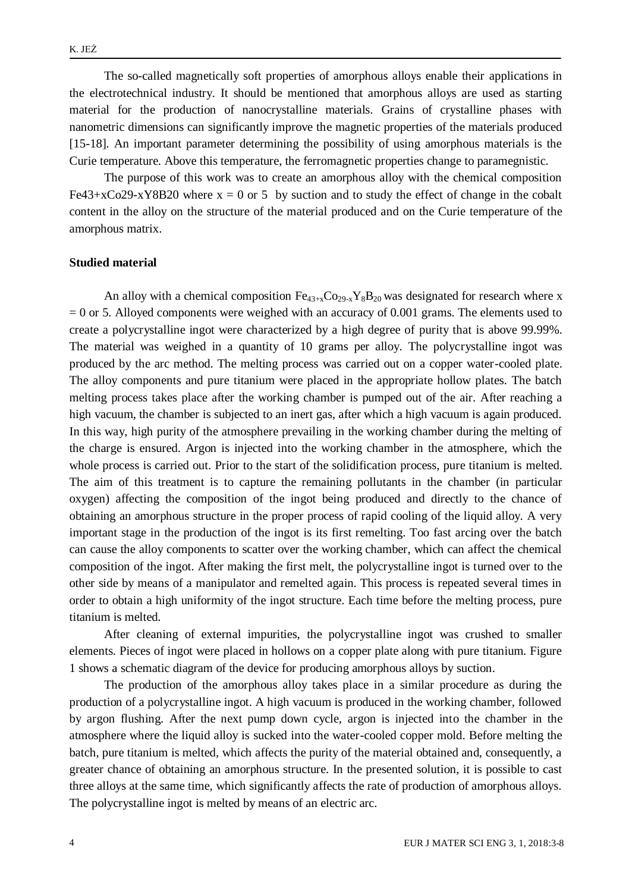The so-called magnetically soft properties of amorphous alloys enable their applications in the electrotechnical industry. It should be mentioned that amorphous alloys are used as starting material for the production of nanocrystalline materials. Grains of crystalline phases with nanometric dimensions can significantly improve the magnetic properties of the materials produced [15-18]. An important parameter determining the possibility of using amorphous materials is the Curie temperature. Above this temperature, the ferromagnetic properties change to paramegnistic.

The purpose of this work was to create an amorphous alloy with the chemical composition Fe43+xCo29-xY8B20 where x = 0 or 5 by suction and to study the effect of change in the cobalt content in the alloy on the structure of the material produced and on the Curie temperature of the amorphous matrix.

**Studied material**

An alloy with a chemical composition $Fe_{43+x}Co_{29-x}Y_8B_{20}$ was designated for research where x = 0 or 5. Alloyed components were weighed with an accuracy of 0.001 grams. The elements used to create a polycrystalline ingot were characterized by a high degree of purity that is above 99.99%. The material was weighed in a quantity of 10 grams per alloy. The polycrystalline ingot was produced by the arc method. The melting process was carried out on a copper water-cooled plate. The alloy components and pure titanium were placed in the appropriate hollow plates. The batch melting process takes place after the working chamber is pumped out of the air. After reaching a high vacuum, the chamber is subjected to an inert gas, after which a high vacuum is again produced. In this way, high purity of the atmosphere prevailing in the working chamber during the melting of the charge is ensured. Argon is injected into the working chamber in the atmosphere, which the whole process is carried out. Prior to the start of the solidification process, pure titanium is melted. The aim of this treatment is to capture the remaining pollutants in the chamber (in particular oxygen) affecting the composition of the ingot being produced and directly to the chance of obtaining an amorphous structure in the proper process of rapid cooling of the liquid alloy. A very important stage in the production of the ingot is its first remelting. Too fast arcing over the batch can cause the alloy components to scatter over the working chamber, which can affect the chemical composition of the ingot. After making the first melt, the polycrystalline ingot is turned over to the other side by means of a manipulator and remelted again. This process is repeated several times in order to obtain a high uniformity of the ingot structure. Each time before the melting process, pure titanium is melted.

After cleaning of external impurities, the polycrystalline ingot was crushed to smaller elements. Pieces of ingot were placed in hollows on a copper plate along with pure titanium. Figure 1 shows a schematic diagram of the device for producing amorphous alloys by suction.

The production of the amorphous alloy takes place in a similar procedure as during the production of a polycrystalline ingot. A high vacuum is produced in the working chamber, followed by argon flushing. After the next pump down cycle, argon is injected into the chamber in the atmosphere where the liquid alloy is sucked into the water-cooled copper mold. Before melting the batch, pure titanium is melted, which affects the purity of the material obtained and, consequently, a greater chance of obtaining an amorphous structure. In the presented solution, it is possible to cast three alloys at the same time, which significantly affects the rate of production of amorphous alloys. The polycrystalline ingot is melted by means of an electric arc.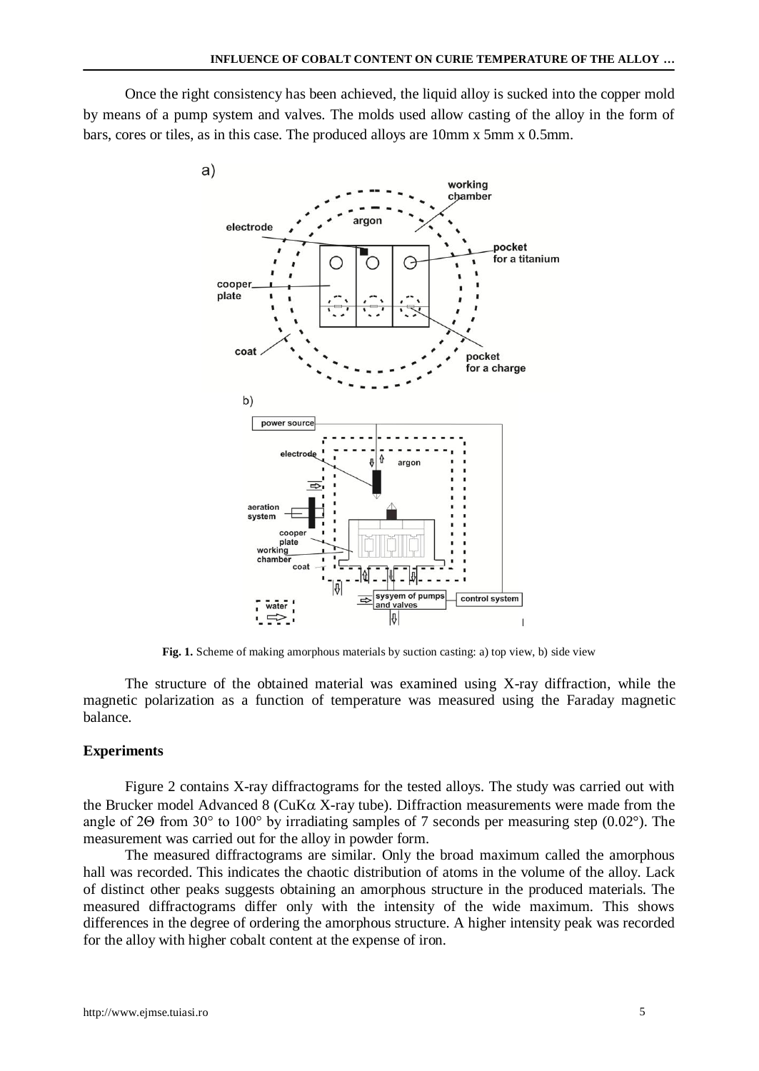Once the right consistency has been achieved, the liquid alloy is sucked into the copper mold by means of a pump system and valves. The molds used allow casting of the alloy in the form of bars, cores or tiles, as in this case. The produced alloys are 10mm x 5mm x 0.5mm.

**Fig. 1.** Scheme of making amorphous materials by suction casting: a) top view, b) side view

The structure of the obtained material was examined using X-ray diffraction, while the magnetic polarization as a function of temperature was measured using the Faraday magnetic balance.

## Experiments

Figure 2 contains X-ray diffractograms for the tested alloys. The study was carried out with the Brucker model Advanced 8 (CuK$\alpha$ X-ray tube). Diffraction measurements were made from the angle of 2$\Theta$ from 30° to 100° by irradiating samples of 7 seconds per measuring step (0.02°). The measurement was carried out for the alloy in powder form.

The measured diffractograms are similar. Only the broad maximum called the amorphous hall was recorded. This indicates the chaotic distribution of atoms in the volume of the alloy. Lack of distinct other peaks suggests obtaining an amorphous structure in the produced materials. The measured diffractograms differ only with the intensity of the wide maximum. This shows differences in the degree of ordering the amorphous structure. A higher intensity peak was recorded for the alloy with higher cobalt content at the expense of iron.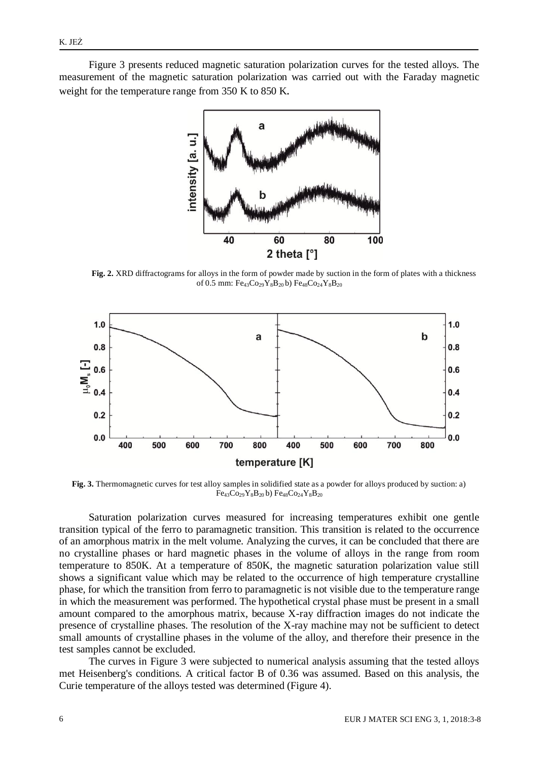Figure 3 presents reduced magnetic saturation polarization curves for the tested alloys. The measurement of the magnetic saturation polarization was carried out with the Faraday magnetic weight for the temperature range from 350 K to 850 K.

**Fig. 2.** XRD diffractograms for alloys in the form of powder made by suction in the form of plates with a thickness of 0.5 mm: $Fe_{43}Co_{29}Y_8B_{20}$ b) $Fe_{48}Co_{24}Y_8B_{20}$

**Fig. 3.** Thermomagnetic curves for test alloy samples in solidified state as a powder for alloys produced by suction: a) $Fe_{43}Co_{29}Y_8B_{20}$ b) $Fe_{48}Co_{24}Y_8B_{20}$

Saturation polarization curves measured for increasing temperatures exhibit one gentle transition typical of the ferro to paramagnetic transition. This transition is related to the occurrence of an amorphous matrix in the melt volume. Analyzing the curves, it can be concluded that there are no crystalline phases or hard magnetic phases in the volume of alloys in the range from room temperature to 850K. At a temperature of 850K, the magnetic saturation polarization value still shows a significant value which may be related to the occurrence of high temperature crystalline phase, for which the transition from ferro to paramagnetic is not visible due to the temperature range in which the measurement was performed. The hypothetical crystal phase must be present in a small amount compared to the amorphous matrix, because X-ray diffraction images do not indicate the presence of crystalline phases. The resolution of the X-ray machine may not be sufficient to detect small amounts of crystalline phases in the volume of the alloy, and therefore their presence in the test samples cannot be excluded.

The curves in Figure 3 were subjected to numerical analysis assuming that the tested alloys met Heisenberg's conditions. A critical factor B of 0.36 was assumed. Based on this analysis, the Curie temperature of the alloys tested was determined (Figure 4).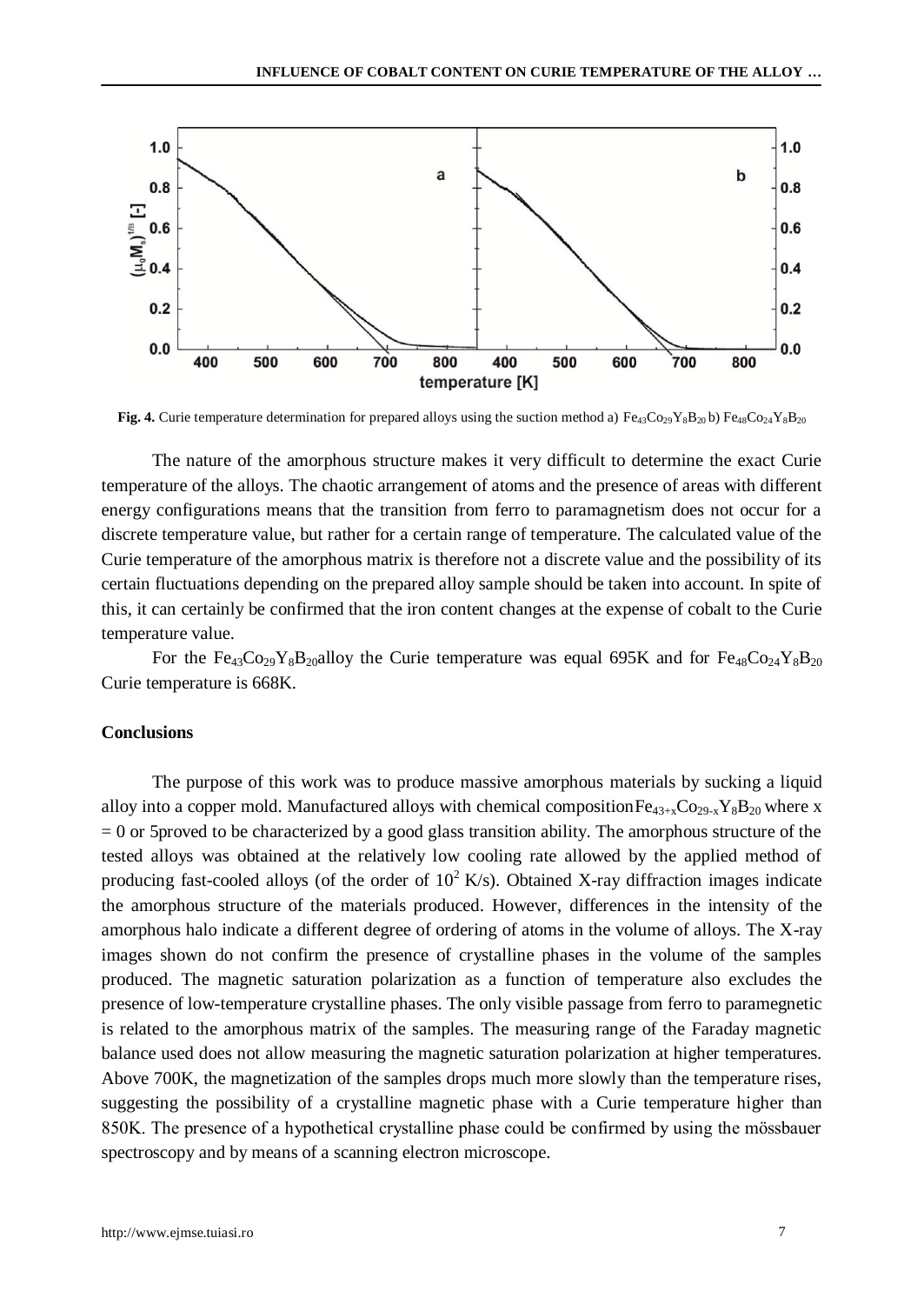**Fig. 4.** Curie temperature determination for prepared alloys using the suction method a) $Fe_{43}Co_{29}Y_8B_{20}$ b) $Fe_{48}Co_{24}Y_8B_{20}$

The nature of the amorphous structure makes it very difficult to determine the exact Curie temperature of the alloys. The chaotic arrangement of atoms and the presence of areas with different energy configurations means that the transition from ferro to paramagnetism does not occur for a discrete temperature value, but rather for a certain range of temperature. The calculated value of the Curie temperature of the amorphous matrix is therefore not a discrete value and the possibility of its certain fluctuations depending on the prepared alloy sample should be taken into account. In spite of this, it can certainly be confirmed that the iron content changes at the expense of cobalt to the Curie temperature value.

For the $Fe_{43}Co_{29}Y_8B_{20}$alloy the Curie temperature was equal 695K and for $Fe_{48}Co_{24}Y_8B_{20}$ Curie temperature is 668K.

## Conclusions

The purpose of this work was to produce massive amorphous materials by sucking a liquid alloy into a copper mold. Manufactured alloys with chemical composition$Fe_{43+x}Co_{29-x}Y_8B_{20}$ where x = 0 or 5proved to be characterized by a good glass transition ability. The amorphous structure of the tested alloys was obtained at the relatively low cooling rate allowed by the applied method of producing fast-cooled alloys (of the order of $10^2$ K/s). Obtained X-ray diffraction images indicate the amorphous structure of the materials produced. However, differences in the intensity of the amorphous halo indicate a different degree of ordering of atoms in the volume of alloys. The X-ray images shown do not confirm the presence of crystalline phases in the volume of the samples produced. The magnetic saturation polarization as a function of temperature also excludes the presence of low-temperature crystalline phases. The only visible passage from ferro to paramegnetic is related to the amorphous matrix of the samples. The measuring range of the Faraday magnetic balance used does not allow measuring the magnetic saturation polarization at higher temperatures. Above 700K, the magnetization of the samples drops much more slowly than the temperature rises, suggesting the possibility of a crystalline magnetic phase with a Curie temperature higher than 850K. The presence of a hypothetical crystalline phase could be confirmed by using the mössbauer spectroscopy and by means of a scanning electron microscope.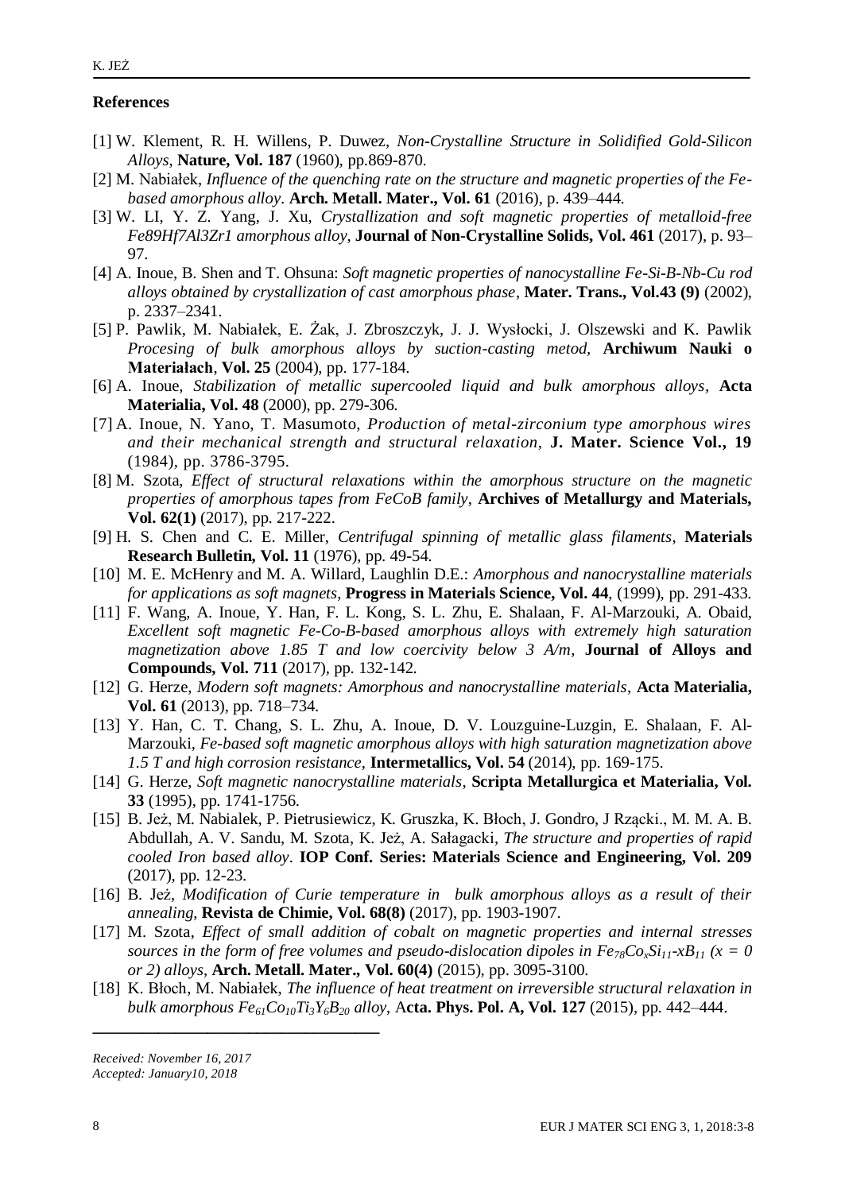**References**

[1] W. Klement, R. H. Willens, P. Duwez, *Non-Crystalline Structure in Solidified Gold-Silicon Alloys*, **Nature, Vol. 187** (1960), pp.869-870.

[2] M. Nabiałek, *Influence of the quenching rate on the structure and magnetic properties of the Fe-based amorphous alloy*. **Arch. Metall. Mater., Vol. 61** (2016), p. 439–444.

[3] W. LI, Y. Z. Yang, J. Xu, *Crystallization and soft magnetic properties of metalloid-free Fe89Hf7Al3Zr1 amorphous alloy*, **Journal of Non-Crystalline Solids, Vol. 461** (2017), p. 93–97.

[4] A. Inoue, B. Shen and T. Ohsuna: *Soft magnetic properties of nanocystalline Fe-Si-B-Nb-Cu rod alloys obtained by crystallization of cast amorphous phase*, **Mater. Trans., Vol.43 (9)** (2002), p. 2337–2341.

[5] P. Pawlik, M. Nabiałek, E. Żak, J. Zbroszczyk, J. J. Wysłocki, J. Olszewski and K. Pawlik *Procesing of bulk amorphous alloys by suction-casting metod*, **Archiwum Nauki o Materiałach**, **Vol. 25** (2004), pp. 177-184.

[6] A. Inoue, *Stabilization of metallic supercooled liquid and bulk amorphous alloys*, **Acta Materialia, Vol. 48** (2000), pp. 279-306.

[7] A. Inoue, N. Yano, T. Masumoto, *Production of metal-zirconium type amorphous wires and their mechanical strength and structural relaxation*, **J. Mater. Science Vol., 19** (1984), pp. 3786-3795.

[8] M. Szota, *Effect of structural relaxations within the amorphous structure on the magnetic properties of amorphous tapes from FeCoB family*, **Archives of Metallurgy and Materials, Vol. 62(1)** (2017), pp. 217-222.

[9] H. S. Chen and C. E. Miller, *Centrifugal spinning of metallic glass filaments*, **Materials Research Bulletin, Vol. 11** (1976), pp. 49-54.

[10] M. E. McHenry and M. A. Willard, Laughlin D.E.: *Amorphous and nanocrystalline materials for applications as soft magnets*, **Progress in Materials Science, Vol. 44**, (1999), pp. 291-433.

[11] F. Wang, A. Inoue, Y. Han, F. L. Kong, S. L. Zhu, E. Shalaan, F. Al-Marzouki, A. Obaid, *Excellent soft magnetic Fe-Co-B-based amorphous alloys with extremely high saturation magnetization above 1.85 T and low coercivity below 3 A/m*, **Journal of Alloys and Compounds, Vol. 711** (2017), pp. 132-142.

[12] G. Herze, *Modern soft magnets: Amorphous and nanocrystalline materials*, **Acta Materialia, Vol. 61** (2013), pp. 718–734.

[13] Y. Han, C. T. Chang, S. L. Zhu, A. Inoue, D. V. Louzguine-Luzgin, E. Shalaan, F. Al-Marzouki, *Fe-based soft magnetic amorphous alloys with high saturation magnetization above 1.5 T and high corrosion resistance*, **Intermetallics, Vol. 54** (2014), pp. 169-175.

[14] G. Herze, *Soft magnetic nanocrystalline materials*, **Scripta Metallurgica et Materialia, Vol. 33** (1995), pp. 1741-1756.

[15] B. Jeż, M. Nabialek, P. Pietrusiewicz, K. Gruszka, K. Błoch, J. Gondro, J Rzącki., M. M. A. B. Abdullah, A. V. Sandu, M. Szota, K. Jeż, A. Sałagacki, *The structure and properties of rapid cooled Iron based alloy*. **IOP Conf. Series: Materials Science and Engineering, Vol. 209** (2017), pp. 12-23.

[16] B. Jeż, *Modification of Curie temperature in bulk amorphous alloys as a result of their annealing*, **Revista de Chimie, Vol. 68(8)** (2017), pp. 1903-1907.

[17] M. Szota, *Effect of small addition of cobalt on magnetic properties and internal stresses sources in the form of free volumes and pseudo-dislocation dipoles in $Fe_{78}Co_xSi_{11}$-$xB_{11}$ ($x = 0$ or 2) alloys*, **Arch. Metall. Mater., Vol. 60(4)** (2015), pp. 3095-3100.

[18] K. Błoch, M. Nabiałek, *The influence of heat treatment on irreversible structural relaxation in bulk amorphous $Fe_{61}Co_{10}Ti_3Y_6B_{20}$ alloy*, **Acta. Phys. Pol. A, Vol. 127** (2015), pp. 442–444.

---

*Received: November 16, 2017*
*Accepted: January10, 2018*